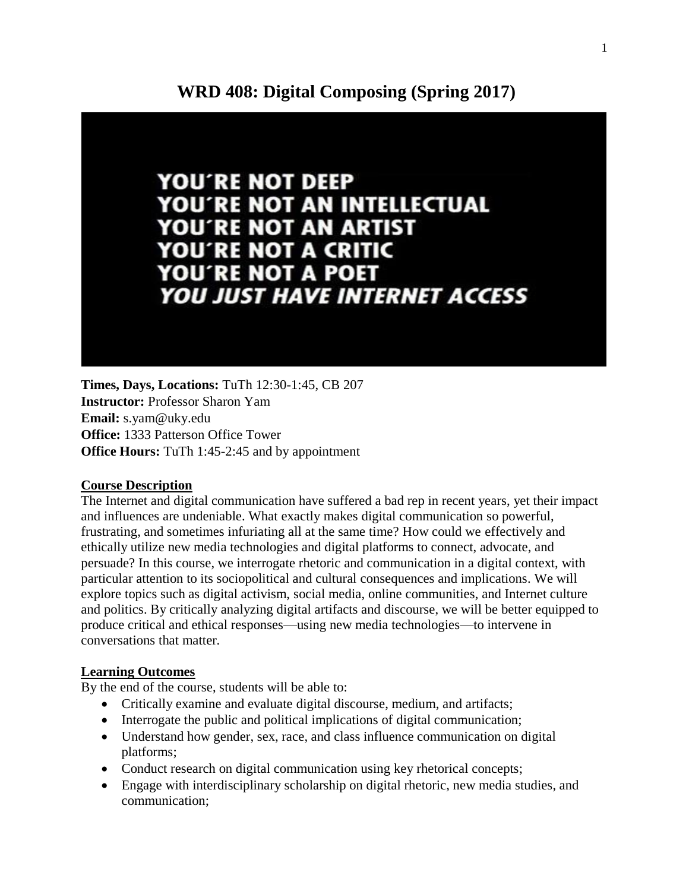# WRD 408: Digital Composing (Spring 2017)

YOU´RE NOT DEEP
YOU´RE NOT AN INTELLECTUAL
YOU´RE NOT AN ARTIST
YOU´RE NOT A CRITIC
YOU´RE NOT A POET
*YOU JUST HAVE INTERNET ACCESS*

**Times, Days, Locations:** TuTh 12:30-1:45, CB 207
**Instructor:** Professor Sharon Yam
**Email:** s.yam@uky.edu
**Office:** 1333 Patterson Office Tower
**Office Hours:** TuTh 1:45-2:45 and by appointment

## Course Description

The Internet and digital communication have suffered a bad rep in recent years, yet their impact and influences are undeniable. What exactly makes digital communication so powerful, frustrating, and sometimes infuriating all at the same time? How could we effectively and ethically utilize new media technologies and digital platforms to connect, advocate, and persuade? In this course, we interrogate rhetoric and communication in a digital context, with particular attention to its sociopolitical and cultural consequences and implications. We will explore topics such as digital activism, social media, online communities, and Internet culture and politics. By critically analyzing digital artifacts and discourse, we will be better equipped to produce critical and ethical responses—using new media technologies—to intervene in conversations that matter.

## Learning Outcomes

By the end of the course, students will be able to:

- Critically examine and evaluate digital discourse, medium, and artifacts;
- Interrogate the public and political implications of digital communication;
- Understand how gender, sex, race, and class influence communication on digital platforms;
- Conduct research on digital communication using key rhetorical concepts;
- Engage with interdisciplinary scholarship on digital rhetoric, new media studies, and communication;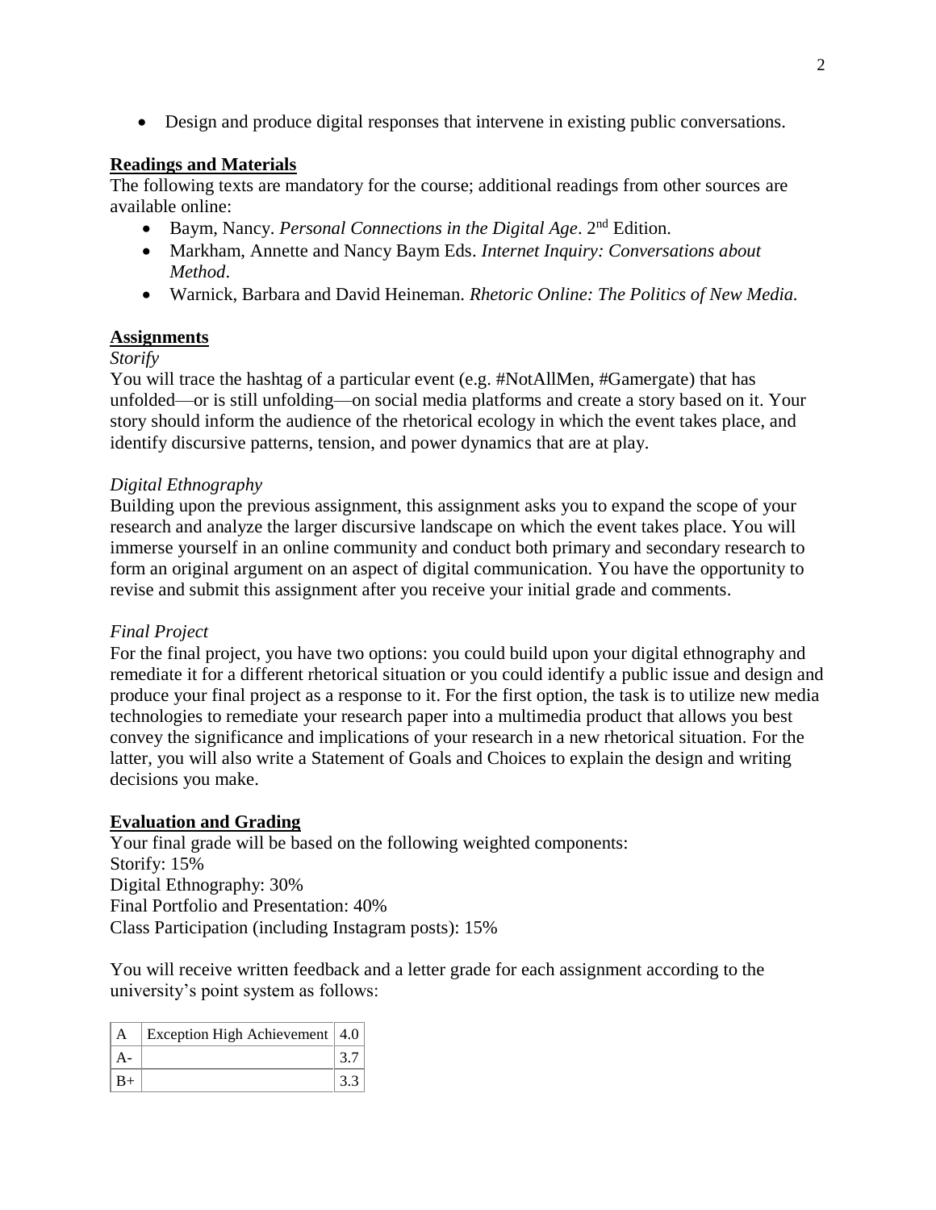- Design and produce digital responses that intervene in existing public conversations.

## Readings and Materials

The following texts are mandatory for the course; additional readings from other sources are available online:

- Baym, Nancy. *Personal Connections in the Digital Age*. 2nd Edition.
- Markham, Annette and Nancy Baym Eds. *Internet Inquiry: Conversations about Method*.
- Warnick, Barbara and David Heineman. *Rhetoric Online: The Politics of New Media.*

## Assignments

*Storify*

You will trace the hashtag of a particular event (e.g. #NotAllMen, #Gamergate) that has unfolded—or is still unfolding—on social media platforms and create a story based on it. Your story should inform the audience of the rhetorical ecology in which the event takes place, and identify discursive patterns, tension, and power dynamics that are at play.

*Digital Ethnography*

Building upon the previous assignment, this assignment asks you to expand the scope of your research and analyze the larger discursive landscape on which the event takes place. You will immerse yourself in an online community and conduct both primary and secondary research to form an original argument on an aspect of digital communication. You have the opportunity to revise and submit this assignment after you receive your initial grade and comments.

*Final Project*

For the final project, you have two options: you could build upon your digital ethnography and remediate it for a different rhetorical situation or you could identify a public issue and design and produce your final project as a response to it. For the first option, the task is to utilize new media technologies to remediate your research paper into a multimedia product that allows you best convey the significance and implications of your research in a new rhetorical situation. For the latter, you will also write a Statement of Goals and Choices to explain the design and writing decisions you make.

## Evaluation and Grading

Your final grade will be based on the following weighted components:
Storify: 15%
Digital Ethnography: 30%
Final Portfolio and Presentation: 40%
Class Participation (including Instagram posts): 15%

You will receive written feedback and a letter grade for each assignment according to the university's point system as follows:

| A | Exception High Achievement | 4.0 |
|---|---|---|
| A- | | 3.7 |
| B+ | | 3.3 |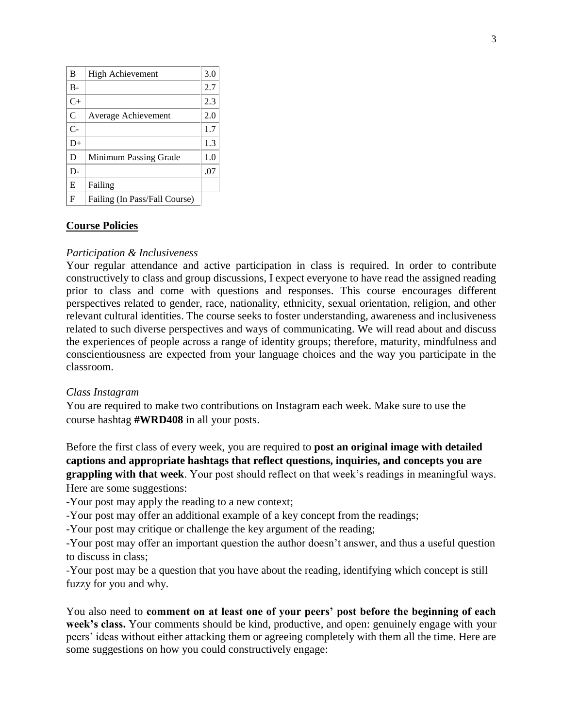| B | High Achievement | 3.0 |
|---|---|---|
| B- | | 2.7 |
| C+ | | 2.3 |
| C | Average Achievement | 2.0 |
| C- | | 1.7 |
| D+ | | 1.3 |
| D | Minimum Passing Grade | 1.0 |
| D- | | .07 |
| E | Failing | |
| F | Failing (In Pass/Fall Course) | |

## Course Policies

*Participation & Inclusiveness*

Your regular attendance and active participation in class is required. In order to contribute constructively to class and group discussions, I expect everyone to have read the assigned reading prior to class and come with questions and responses. This course encourages different perspectives related to gender, race, nationality, ethnicity, sexual orientation, religion, and other relevant cultural identities. The course seeks to foster understanding, awareness and inclusiveness related to such diverse perspectives and ways of communicating. We will read about and discuss the experiences of people across a range of identity groups; therefore, maturity, mindfulness and conscientiousness are expected from your language choices and the way you participate in the classroom.

*Class Instagram*

You are required to make two contributions on Instagram each week. Make sure to use the course hashtag **#WRD408** in all your posts.

Before the first class of every week, you are required to **post an original image with detailed captions and appropriate hashtags that reflect questions, inquiries, and concepts you are grappling with that week**. Your post should reflect on that week's readings in meaningful ways. Here are some suggestions:

-Your post may apply the reading to a new context;

-Your post may offer an additional example of a key concept from the readings;

-Your post may critique or challenge the key argument of the reading;

-Your post may offer an important question the author doesn't answer, and thus a useful question to discuss in class;

-Your post may be a question that you have about the reading, identifying which concept is still fuzzy for you and why.

You also need to **comment on at least one of your peers' post before the beginning of each week's class.** Your comments should be kind, productive, and open: genuinely engage with your peers' ideas without either attacking them or agreeing completely with them all the time. Here are some suggestions on how you could constructively engage: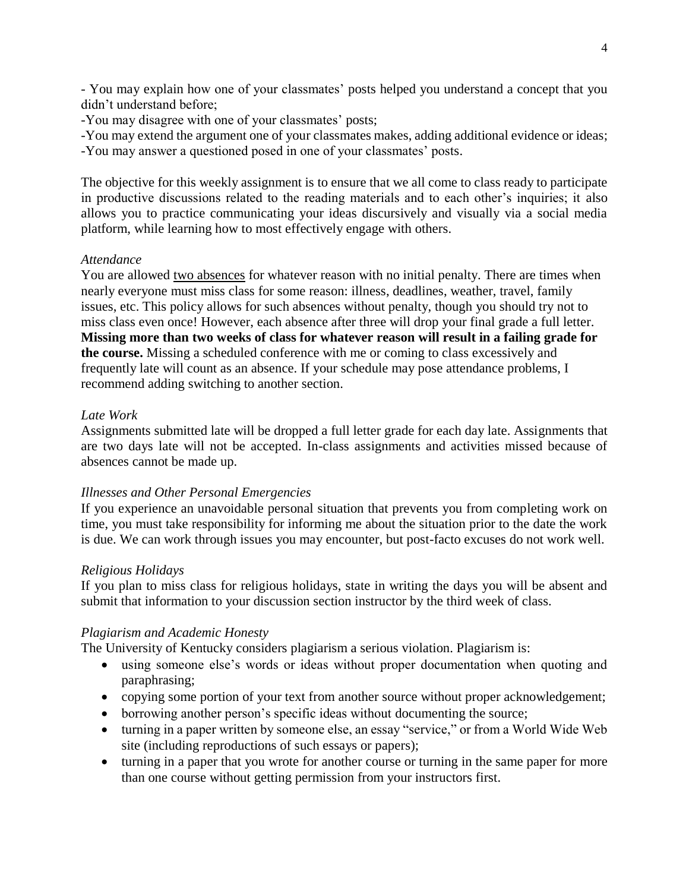- You may explain how one of your classmates' posts helped you understand a concept that you didn't understand before;
-You may disagree with one of your classmates' posts;
-You may extend the argument one of your classmates makes, adding additional evidence or ideas;
-You may answer a questioned posed in one of your classmates' posts.

The objective for this weekly assignment is to ensure that we all come to class ready to participate in productive discussions related to the reading materials and to each other's inquiries; it also allows you to practice communicating your ideas discursively and visually via a social media platform, while learning how to most effectively engage with others.

*Attendance*

You are allowed <u>two absences</u> for whatever reason with no initial penalty. There are times when nearly everyone must miss class for some reason: illness, deadlines, weather, travel, family issues, etc. This policy allows for such absences without penalty, though you should try not to miss class even once! However, each absence after three will drop your final grade a full letter. **Missing more than two weeks of class for whatever reason will result in a failing grade for the course.** Missing a scheduled conference with me or coming to class excessively and frequently late will count as an absence. If your schedule may pose attendance problems, I recommend adding switching to another section.

*Late Work*

Assignments submitted late will be dropped a full letter grade for each day late. Assignments that are two days late will not be accepted. In-class assignments and activities missed because of absences cannot be made up.

*Illnesses and Other Personal Emergencies*

If you experience an unavoidable personal situation that prevents you from completing work on time, you must take responsibility for informing me about the situation prior to the date the work is due. We can work through issues you may encounter, but post-facto excuses do not work well.

*Religious Holidays*

If you plan to miss class for religious holidays, state in writing the days you will be absent and submit that information to your discussion section instructor by the third week of class.

*Plagiarism and Academic Honesty*

The University of Kentucky considers plagiarism a serious violation. Plagiarism is:

- using someone else's words or ideas without proper documentation when quoting and paraphrasing;
- copying some portion of your text from another source without proper acknowledgement;
- borrowing another person's specific ideas without documenting the source;
- turning in a paper written by someone else, an essay "service," or from a World Wide Web site (including reproductions of such essays or papers);
- turning in a paper that you wrote for another course or turning in the same paper for more than one course without getting permission from your instructors first.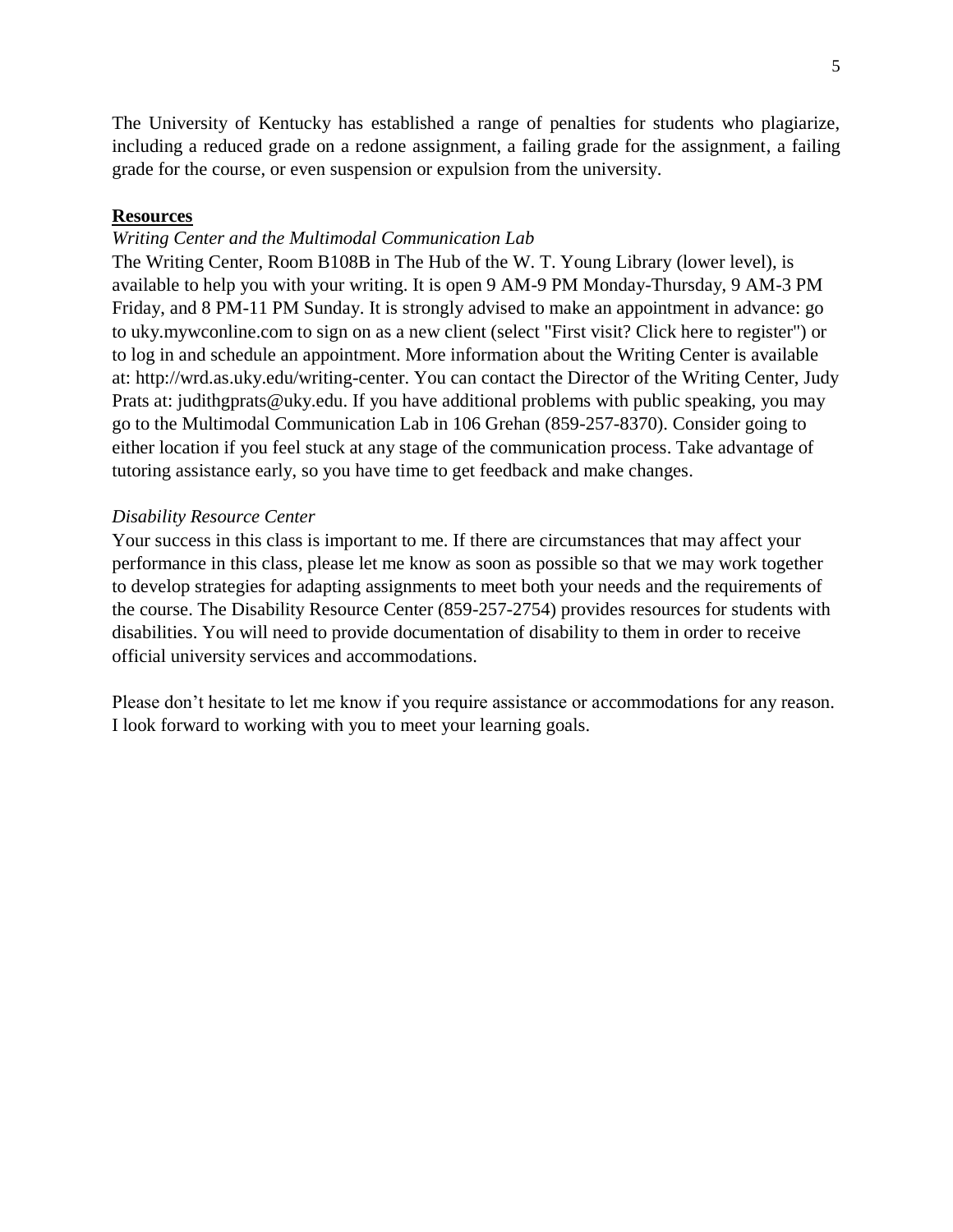The University of Kentucky has established a range of penalties for students who plagiarize, including a reduced grade on a redone assignment, a failing grade for the assignment, a failing grade for the course, or even suspension or expulsion from the university.

## Resources

*Writing Center and the Multimodal Communication Lab*

The Writing Center, Room B108B in The Hub of the W. T. Young Library (lower level), is available to help you with your writing. It is open 9 AM-9 PM Monday-Thursday, 9 AM-3 PM Friday, and 8 PM-11 PM Sunday. It is strongly advised to make an appointment in advance: go to uky.mywconline.com to sign on as a new client (select "First visit? Click here to register") or to log in and schedule an appointment. More information about the Writing Center is available at: http://wrd.as.uky.edu/writing-center. You can contact the Director of the Writing Center, Judy Prats at: judithgprats@uky.edu. If you have additional problems with public speaking, you may go to the Multimodal Communication Lab in 106 Grehan (859-257-8370). Consider going to either location if you feel stuck at any stage of the communication process. Take advantage of tutoring assistance early, so you have time to get feedback and make changes.

*Disability Resource Center*

Your success in this class is important to me. If there are circumstances that may affect your performance in this class, please let me know as soon as possible so that we may work together to develop strategies for adapting assignments to meet both your needs and the requirements of the course. The Disability Resource Center (859-257-2754) provides resources for students with disabilities. You will need to provide documentation of disability to them in order to receive official university services and accommodations.

Please don't hesitate to let me know if you require assistance or accommodations for any reason. I look forward to working with you to meet your learning goals.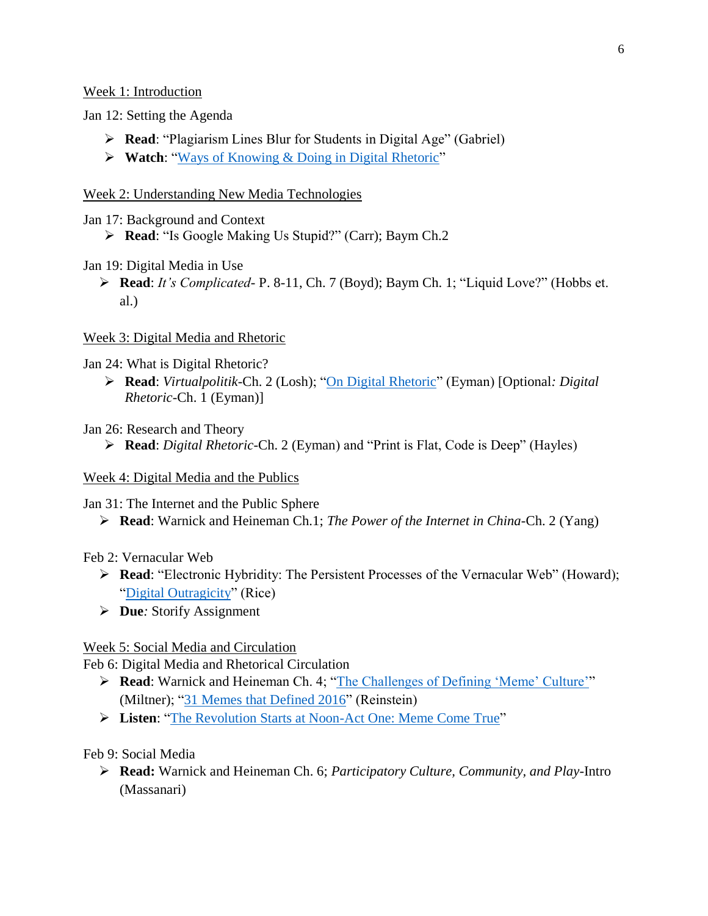Week 1: Introduction

Jan 12: Setting the Agenda

- **Read**: "Plagiarism Lines Blur for Students in Digital Age" (Gabriel)
- **Watch**: "Ways of Knowing & Doing in Digital Rhetoric"

Week 2: Understanding New Media Technologies

Jan 17: Background and Context

- **Read**: "Is Google Making Us Stupid?" (Carr); Baym Ch.2

Jan 19: Digital Media in Use

- **Read**: *It's Complicated*- P. 8-11, Ch. 7 (Boyd); Baym Ch. 1; "Liquid Love?" (Hobbs et. al.)

Week 3: Digital Media and Rhetoric

Jan 24: What is Digital Rhetoric?

- **Read**: *Virtualpolitik*-Ch. 2 (Losh); "On Digital Rhetoric" (Eyman) [Optional*: Digital Rhetoric*-Ch. 1 (Eyman)]

Jan 26: Research and Theory

- **Read**: *Digital Rhetoric*-Ch. 2 (Eyman) and "Print is Flat, Code is Deep" (Hayles)

Week 4: Digital Media and the Publics

Jan 31: The Internet and the Public Sphere

- **Read**: Warnick and Heineman Ch.1; *The Power of the Internet in China*-Ch. 2 (Yang)

Feb 2: Vernacular Web

- **Read**: "Electronic Hybridity: The Persistent Processes of the Vernacular Web" (Howard); "Digital Outragicity" (Rice)
- **Due***:* Storify Assignment

Week 5: Social Media and Circulation

Feb 6: Digital Media and Rhetorical Circulation

- **Read**: Warnick and Heineman Ch. 4; "The Challenges of Defining 'Meme' Culture'" (Miltner); "31 Memes that Defined 2016" (Reinstein)
- **Listen**: "The Revolution Starts at Noon-Act One: Meme Come True"

Feb 9: Social Media

- **Read:** Warnick and Heineman Ch. 6; *Participatory Culture, Community, and Play*-Intro (Massanari)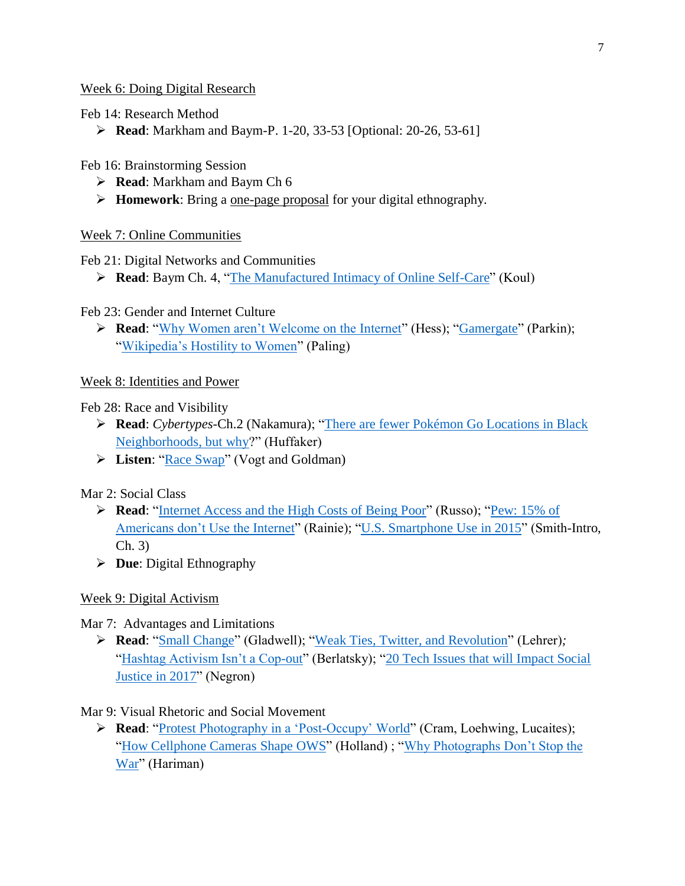Week 6: Doing Digital Research

Feb 14: Research Method

- **Read**: Markham and Baym-P. 1-20, 33-53 [Optional: 20-26, 53-61]

Feb 16: Brainstorming Session

- **Read**: Markham and Baym Ch 6
- **Homework**: Bring a one-page proposal for your digital ethnography.

Week 7: Online Communities

Feb 21: Digital Networks and Communities

- **Read**: Baym Ch. 4, "The Manufactured Intimacy of Online Self-Care" (Koul)

Feb 23: Gender and Internet Culture

- **Read**: "Why Women aren't Welcome on the Internet" (Hess); "Gamergate" (Parkin); "Wikipedia's Hostility to Women" (Paling)

Week 8: Identities and Power

Feb 28: Race and Visibility

- **Read**: *Cybertypes*-Ch.2 (Nakamura); "There are fewer Pokémon Go Locations in Black Neighborhoods, but why?" (Huffaker)
- **Listen**: "Race Swap" (Vogt and Goldman)

Mar 2: Social Class

- **Read**: "Internet Access and the High Costs of Being Poor" (Russo); "Pew: 15% of Americans don't Use the Internet" (Rainie); "U.S. Smartphone Use in 2015" (Smith-Intro, Ch. 3)
- **Due**: Digital Ethnography

Week 9: Digital Activism

Mar 7: Advantages and Limitations

- **Read**: "Small Change" (Gladwell); "Weak Ties, Twitter, and Revolution" (Lehrer); "Hashtag Activism Isn't a Cop-out" (Berlatsky); "20 Tech Issues that will Impact Social Justice in 2017" (Negron)

Mar 9: Visual Rhetoric and Social Movement

- **Read**: "Protest Photography in a 'Post-Occupy' World" (Cram, Loehwing, Lucaites); "How Cellphone Cameras Shape OWS" (Holland) ; "Why Photographs Don't Stop the War" (Hariman)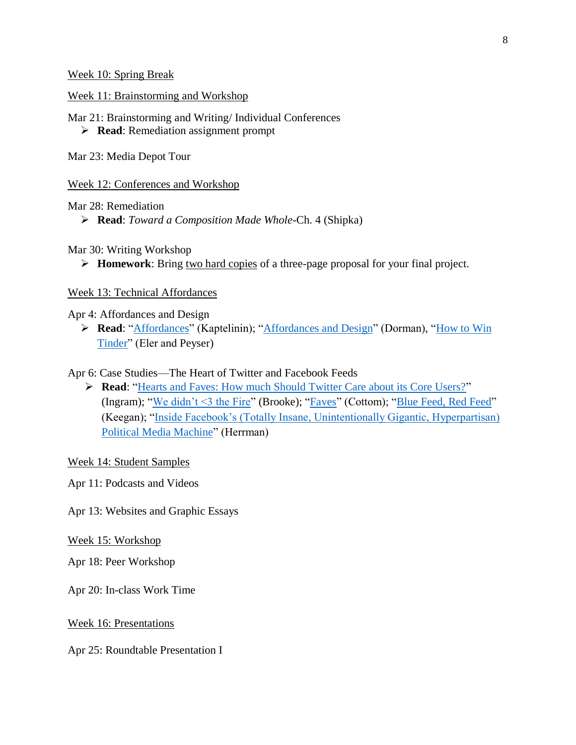Week 10: Spring Break

Week 11: Brainstorming and Workshop

Mar 21: Brainstorming and Writing/ Individual Conferences

- **Read**: Remediation assignment prompt

Mar 23: Media Depot Tour

Week 12: Conferences and Workshop

Mar 28: Remediation

- **Read**: *Toward a Composition Made Whole*-Ch. 4 (Shipka)

Mar 30: Writing Workshop

- **Homework**: Bring two hard copies of a three-page proposal for your final project.

Week 13: Technical Affordances

Apr 4: Affordances and Design

- **Read**: "Affordances" (Kaptelinin); "Affordances and Design" (Dorman), "How to Win Tinder" (Eler and Peyser)

Apr 6: Case Studies—The Heart of Twitter and Facebook Feeds

- **Read**: "Hearts and Faves: How much Should Twitter Care about its Core Users?" (Ingram); "We didn't <3 the Fire" (Brooke); "Faves" (Cottom); "Blue Feed, Red Feed" (Keegan); "Inside Facebook's (Totally Insane, Unintentionally Gigantic, Hyperpartisan) Political Media Machine" (Herrman)

Week 14: Student Samples

Apr 11: Podcasts and Videos

Apr 13: Websites and Graphic Essays

Week 15: Workshop

Apr 18: Peer Workshop

Apr 20: In-class Work Time

Week 16: Presentations

Apr 25: Roundtable Presentation I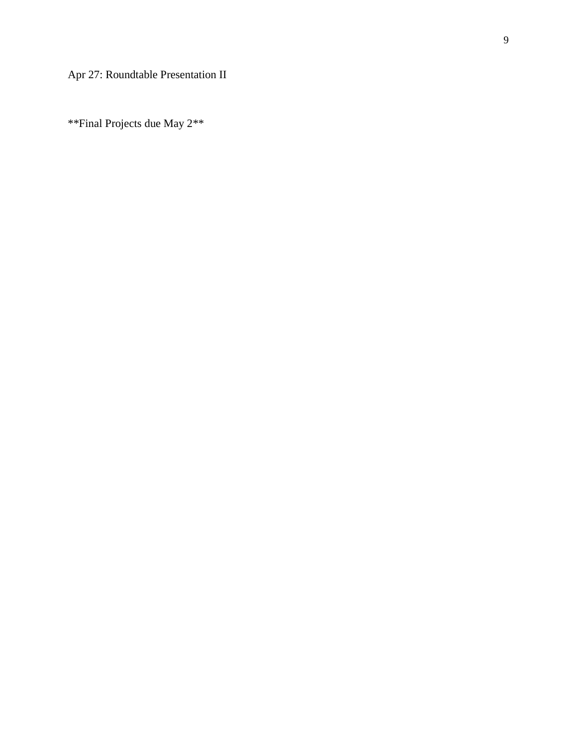Apr 27: Roundtable Presentation II

**Final Projects due May 2**